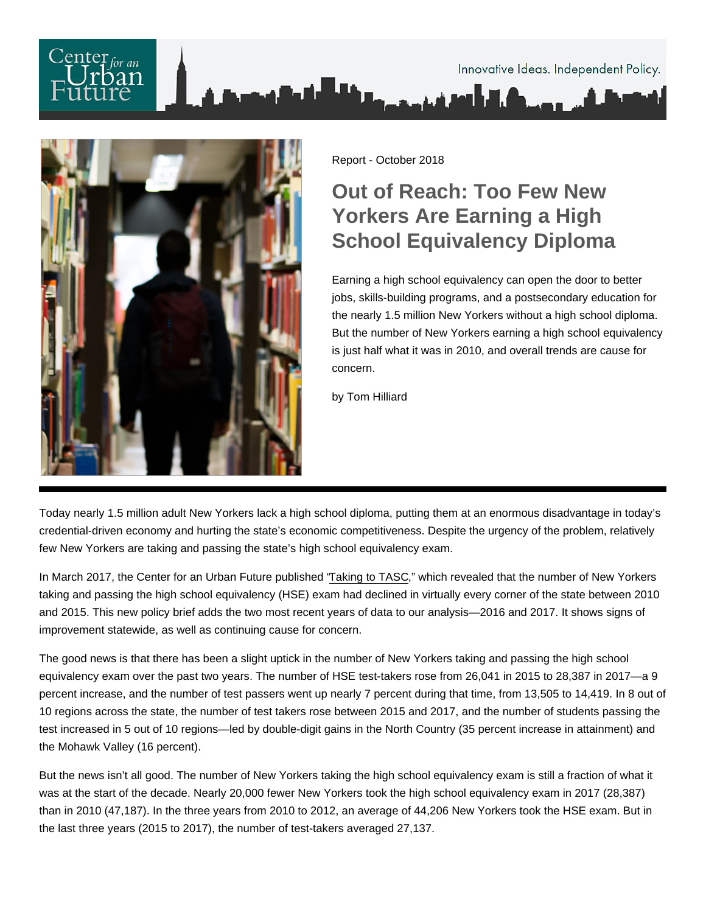Center for an Urban Future

Innovative Ideas. Independent Policy.

Report - October 2018

# Out of Reach: Too Few New Yorkers Are Earning a High School Equivalency Diploma

Earning a high school equivalency can open the door to better jobs, skills-building programs, and a postsecondary education for the nearly 1.5 million New Yorkers without a high school diploma. But the number of New Yorkers earning a high school equivalency is just half what it was in 2010, and overall trends are cause for concern.

by Tom Hilliard

---

Today nearly 1.5 million adult New Yorkers lack a high school diploma, putting them at an enormous disadvantage in today's credential-driven economy and hurting the state's economic competitiveness. Despite the urgency of the problem, relatively few New Yorkers are taking and passing the state's high school equivalency exam.

In March 2017, the Center for an Urban Future published "Taking to TASC," which revealed that the number of New Yorkers taking and passing the high school equivalency (HSE) exam had declined in virtually every corner of the state between 2010 and 2015. This new policy brief adds the two most recent years of data to our analysis—2016 and 2017. It shows signs of improvement statewide, as well as continuing cause for concern.

The good news is that there has been a slight uptick in the number of New Yorkers taking and passing the high school equivalency exam over the past two years. The number of HSE test-takers rose from 26,041 in 2015 to 28,387 in 2017—a 9 percent increase, and the number of test passers went up nearly 7 percent during that time, from 13,505 to 14,419. In 8 out of 10 regions across the state, the number of test takers rose between 2015 and 2017, and the number of students passing the test increased in 5 out of 10 regions—led by double-digit gains in the North Country (35 percent increase in attainment) and the Mohawk Valley (16 percent).

But the news isn't all good. The number of New Yorkers taking the high school equivalency exam is still a fraction of what it was at the start of the decade. Nearly 20,000 fewer New Yorkers took the high school equivalency exam in 2017 (28,387) than in 2010 (47,187). In the three years from 2010 to 2012, an average of 44,206 New Yorkers took the HSE exam. But in the last three years (2015 to 2017), the number of test-takers averaged 27,137.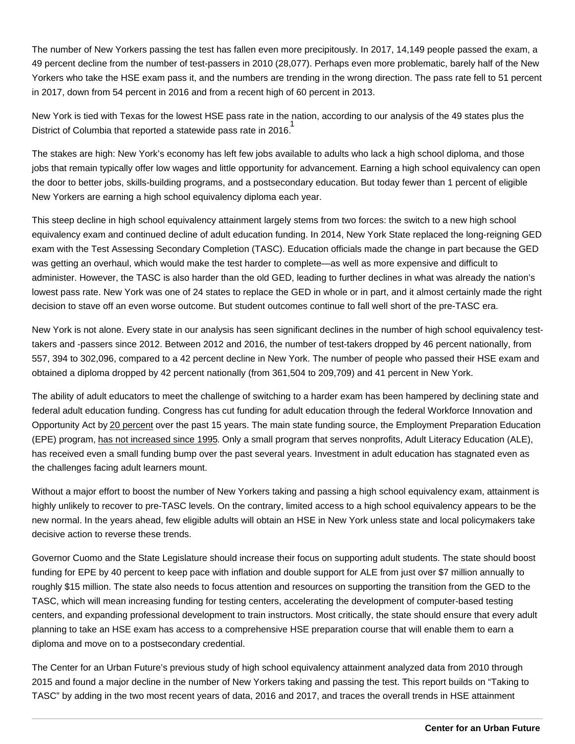The number of New Yorkers passing the test has fallen even more precipitously. In 2017, 14,149 people passed the exam, a 49 percent decline from the number of test-passers in 2010 (28,077). Perhaps even more problematic, barely half of the New Yorkers who take the HSE exam pass it, and the numbers are trending in the wrong direction. The pass rate fell to 51 percent in 2017, down from 54 percent in 2016 and from a recent high of 60 percent in 2013.

New York is tied with Texas for the lowest HSE pass rate in the nation, according to our analysis of the 49 states plus the District of Columbia that reported a statewide pass rate in 2016.[1]

The stakes are high: New York's economy has left few jobs available to adults who lack a high school diploma, and those jobs that remain typically offer low wages and little opportunity for advancement. Earning a high school equivalency can open the door to better jobs, skills-building programs, and a postsecondary education. But today fewer than 1 percent of eligible New Yorkers are earning a high school equivalency diploma each year.

This steep decline in high school equivalency attainment largely stems from two forces: the switch to a new high school equivalency exam and continued decline of adult education funding. In 2014, New York State replaced the long-reigning GED exam with the Test Assessing Secondary Completion (TASC). Education officials made the change in part because the GED was getting an overhaul, which would make the test harder to complete—as well as more expensive and difficult to administer. However, the TASC is also harder than the old GED, leading to further declines in what was already the nation's lowest pass rate. New York was one of 24 states to replace the GED in whole or in part, and it almost certainly made the right decision to stave off an even worse outcome. But student outcomes continue to fall well short of the pre-TASC era.

New York is not alone. Every state in our analysis has seen significant declines in the number of high school equivalency test-takers and -passers since 2012. Between 2012 and 2016, the number of test-takers dropped by 46 percent nationally, from 557, 394 to 302,096, compared to a 42 percent decline in New York. The number of people who passed their HSE exam and obtained a diploma dropped by 42 percent nationally (from 361,504 to 209,709) and 41 percent in New York.

The ability of adult educators to meet the challenge of switching to a harder exam has been hampered by declining state and federal adult education funding. Congress has cut funding for adult education through the federal Workforce Innovation and Opportunity Act by 20 percent over the past 15 years. The main state funding source, the Employment Preparation Education (EPE) program, has not increased since 1995. Only a small program that serves nonprofits, Adult Literacy Education (ALE), has received even a small funding bump over the past several years. Investment in adult education has stagnated even as the challenges facing adult learners mount.

Without a major effort to boost the number of New Yorkers taking and passing a high school equivalency exam, attainment is highly unlikely to recover to pre-TASC levels. On the contrary, limited access to a high school equivalency appears to be the new normal. In the years ahead, few eligible adults will obtain an HSE in New York unless state and local policymakers take decisive action to reverse these trends.

Governor Cuomo and the State Legislature should increase their focus on supporting adult students. The state should boost funding for EPE by 40 percent to keep pace with inflation and double support for ALE from just over $7 million annually to roughly $15 million. The state also needs to focus attention and resources on supporting the transition from the GED to the TASC, which will mean increasing funding for testing centers, accelerating the development of computer-based testing centers, and expanding professional development to train instructors. Most critically, the state should ensure that every adult planning to take an HSE exam has access to a comprehensive HSE preparation course that will enable them to earn a diploma and move on to a postsecondary credential.

The Center for an Urban Future's previous study of high school equivalency attainment analyzed data from 2010 through 2015 and found a major decline in the number of New Yorkers taking and passing the test. This report builds on "Taking to TASC" by adding in the two most recent years of data, 2016 and 2017, and traces the overall trends in HSE attainment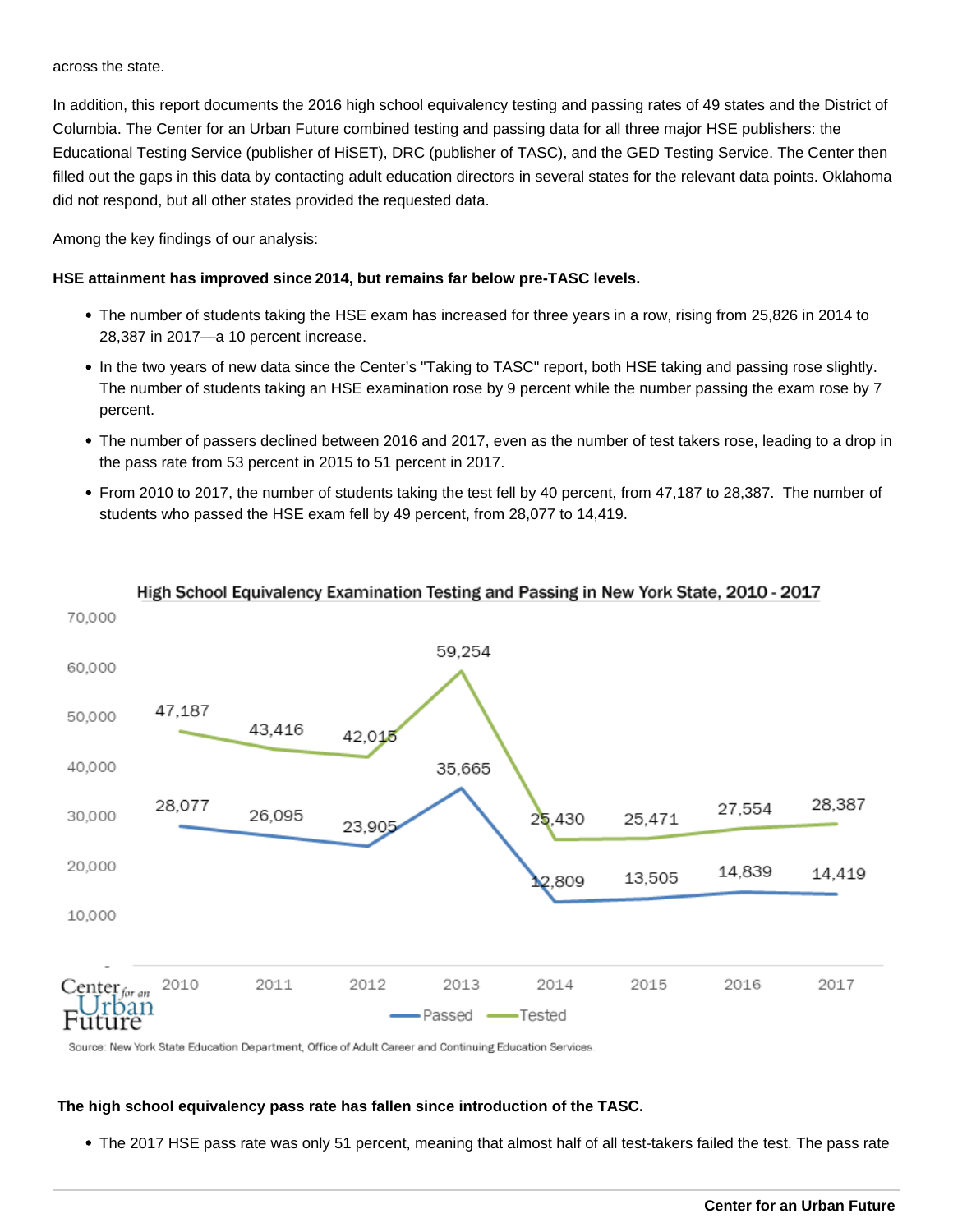across the state.

In addition, this report documents the 2016 high school equivalency testing and passing rates of 49 states and the District of Columbia. The Center for an Urban Future combined testing and passing data for all three major HSE publishers: the Educational Testing Service (publisher of HiSET), DRC (publisher of TASC), and the GED Testing Service. The Center then filled out the gaps in this data by contacting adult education directors in several states for the relevant data points. Oklahoma did not respond, but all other states provided the requested data.

Among the key findings of our analysis:

**HSE attainment has improved since 2014, but remains far below pre-TASC levels.**

- The number of students taking the HSE exam has increased for three years in a row, rising from 25,826 in 2014 to 28,387 in 2017—a 10 percent increase.
- In the two years of new data since the Center's "Taking to TASC" report, both HSE taking and passing rose slightly. The number of students taking an HSE examination rose by 9 percent while the number passing the exam rose by 7 percent.
- The number of passers declined between 2016 and 2017, even as the number of test takers rose, leading to a drop in the pass rate from 53 percent in 2015 to 51 percent in 2017.
- From 2010 to 2017, the number of students taking the test fell by 40 percent, from 47,187 to 28,387. The number of students who passed the HSE exam fell by 49 percent, from 28,077 to 14,419.

**High School Equivalency Examination Testing and Passing in New York State, 2010 - 2017**

| | 2010 | 2011 | 2012 | 2013 | 2014 | 2015 | 2016 | 2017 |
|---|---|---|---|---|---|---|---|---|
| Tested | 47,187 | 43,416 | 42,015 | 59,254 | 25,430 | 25,471 | 27,554 | 28,387 |
| Passed | 28,077 | 26,095 | 23,905 | 35,665 | 12,809 | 13,505 | 14,839 | 14,419 |

Source: New York State Education Department, Office of Adult Career and Continuing Education Services.

**The high school equivalency pass rate has fallen since introduction of the TASC.**

- The 2017 HSE pass rate was only 51 percent, meaning that almost half of all test-takers failed the test. The pass rate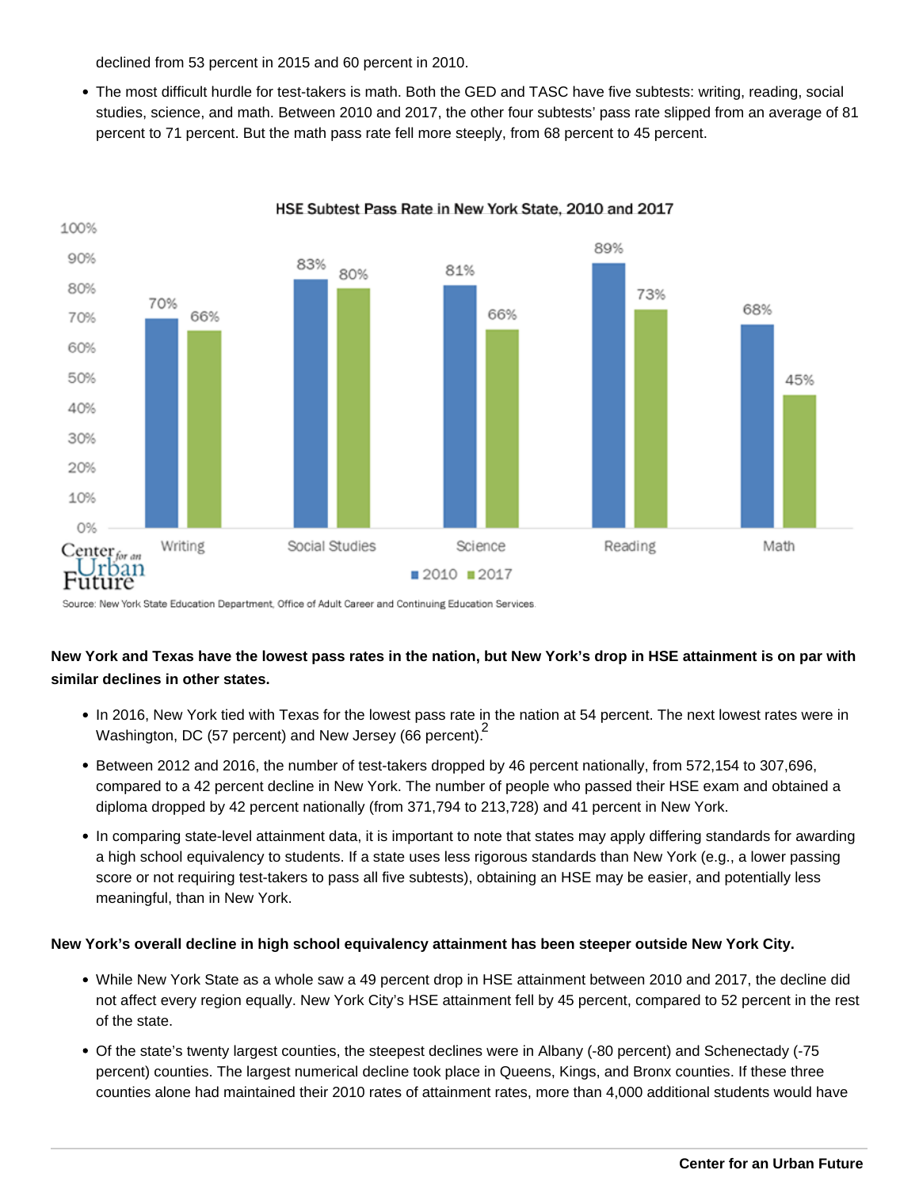declined from 53 percent in 2015 and 60 percent in 2010.

- The most difficult hurdle for test-takers is math. Both the GED and TASC have five subtests: writing, reading, social studies, science, and math. Between 2010 and 2017, the other four subtests' pass rate slipped from an average of 81 percent to 71 percent. But the math pass rate fell more steeply, from 68 percent to 45 percent.

**HSE Subtest Pass Rate in New York State, 2010 and 2017**

| | Writing | Social Studies | Science | Reading | Math |
|---|---|---|---|---|---|
| 2010 | 70% | 83% | 81% | 89% | 68% |
| 2017 | 66% | 80% | 66% | 73% | 45% |

Source: New York State Education Department, Office of Adult Career and Continuing Education Services.

**New York and Texas have the lowest pass rates in the nation, but New York's drop in HSE attainment is on par with similar declines in other states.**

- In 2016, New York tied with Texas for the lowest pass rate in the nation at 54 percent. The next lowest rates were in Washington, DC (57 percent) and New Jersey (66 percent).[2]
- Between 2012 and 2016, the number of test-takers dropped by 46 percent nationally, from 572,154 to 307,696, compared to a 42 percent decline in New York. The number of people who passed their HSE exam and obtained a diploma dropped by 42 percent nationally (from 371,794 to 213,728) and 41 percent in New York.
- In comparing state-level attainment data, it is important to note that states may apply differing standards for awarding a high school equivalency to students. If a state uses less rigorous standards than New York (e.g., a lower passing score or not requiring test-takers to pass all five subtests), obtaining an HSE may be easier, and potentially less meaningful, than in New York.

**New York's overall decline in high school equivalency attainment has been steeper outside New York City.**

- While New York State as a whole saw a 49 percent drop in HSE attainment between 2010 and 2017, the decline did not affect every region equally. New York City's HSE attainment fell by 45 percent, compared to 52 percent in the rest of the state.
- Of the state's twenty largest counties, the steepest declines were in Albany (-80 percent) and Schenectady (-75 percent) counties. The largest numerical decline took place in Queens, Kings, and Bronx counties. If these three counties alone had maintained their 2010 rates of attainment rates, more than 4,000 additional students would have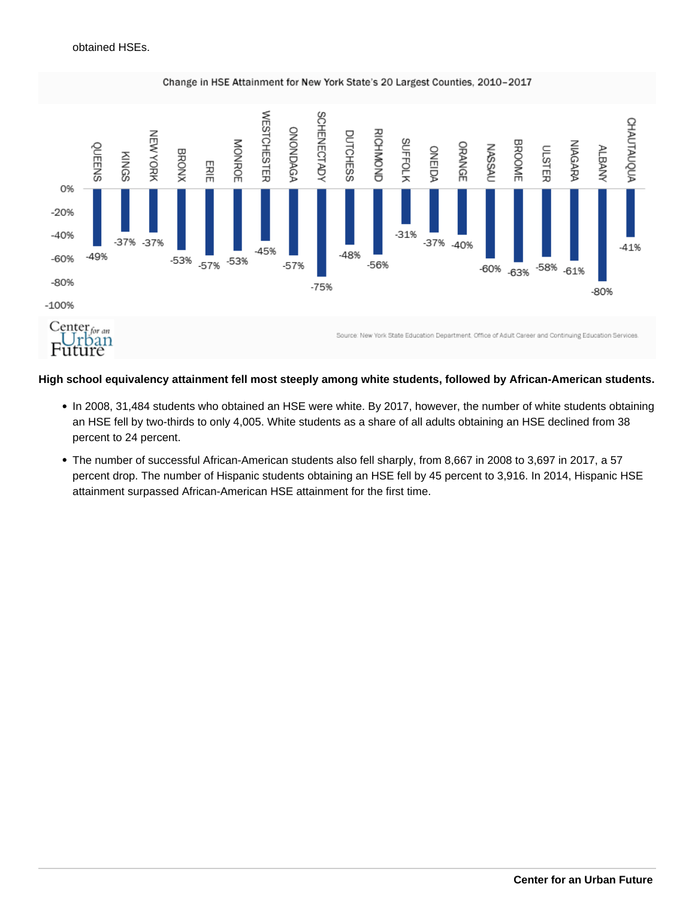obtained HSEs.

Change in HSE Attainment for New York State's 20 Largest Counties, 2010–2017

| County | Change |
|---|---|
| QUEENS | -49% |
| KINGS | -37% |
| NEW YORK | -37% |
| BRONX | -53% |
| ERIE | -57% |
| MONROE | -53% |
| WESTCHESTER | -45% |
| ONONDAGA | -57% |
| SCHENECTADY | -75% |
| DUTCHESS | -48% |
| RICHMOND | -56% |
| SUFFOLK | -31% |
| ONEIDA | -37% |
| ORANGE | -40% |
| NASSAU | -60% |
| BROOME | -63% |
| ULSTER | -58% |
| NIAGARA | -61% |
| ALBANY | -80% |
| CHAUTAUQUA | -41% |

Source: New York State Education Department. Office of Adult Career and Continuing Education Services.

**High school equivalency attainment fell most steeply among white students, followed by African-American students.**

- In 2008, 31,484 students who obtained an HSE were white. By 2017, however, the number of white students obtaining an HSE fell by two-thirds to only 4,005. White students as a share of all adults obtaining an HSE declined from 38 percent to 24 percent.
- The number of successful African-American students also fell sharply, from 8,667 in 2008 to 3,697 in 2017, a 57 percent drop. The number of Hispanic students obtaining an HSE fell by 45 percent to 3,916. In 2014, Hispanic HSE attainment surpassed African-American HSE attainment for the first time.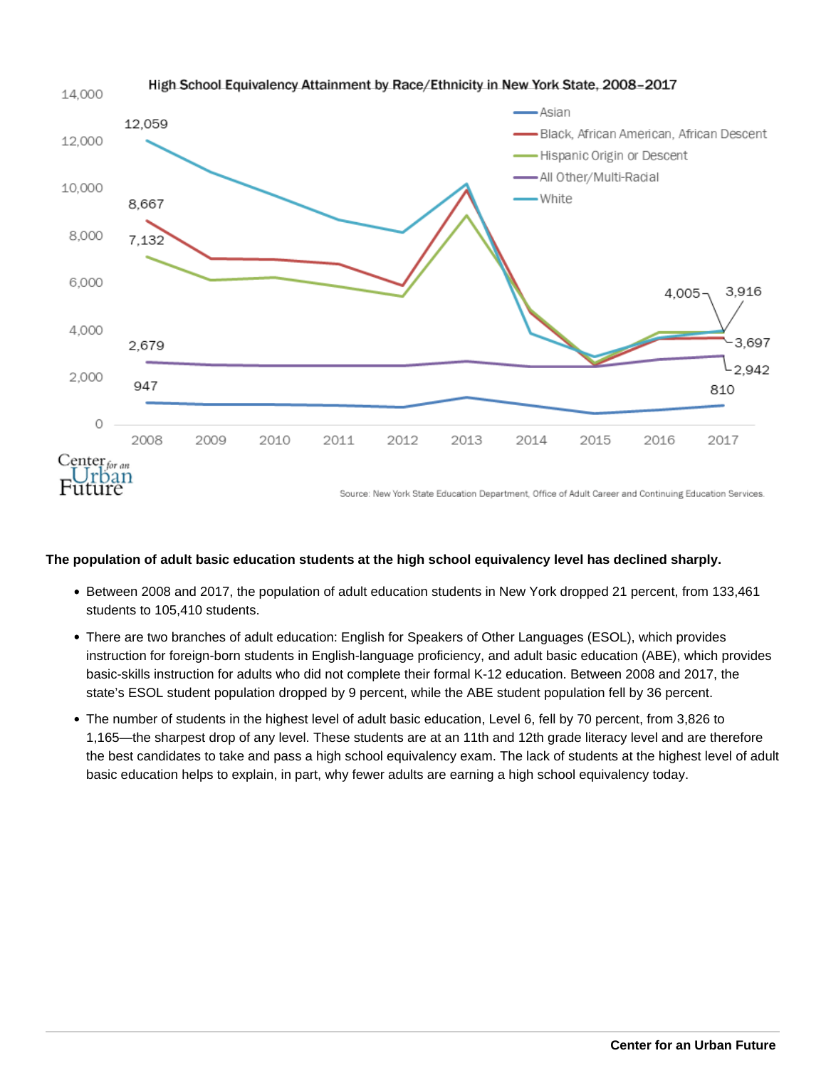High School Equivalency Attainment by Race/Ethnicity in New York State, 2008–2017

Source: New York State Education Department, Office of Adult Career and Continuing Education Services.

**The population of adult basic education students at the high school equivalency level has declined sharply.**

- Between 2008 and 2017, the population of adult education students in New York dropped 21 percent, from 133,461 students to 105,410 students.
- There are two branches of adult education: English for Speakers of Other Languages (ESOL), which provides instruction for foreign-born students in English-language proficiency, and adult basic education (ABE), which provides basic-skills instruction for adults who did not complete their formal K-12 education. Between 2008 and 2017, the state's ESOL student population dropped by 9 percent, while the ABE student population fell by 36 percent.
- The number of students in the highest level of adult basic education, Level 6, fell by 70 percent, from 3,826 to 1,165—the sharpest drop of any level. These students are at an 11th and 12th grade literacy level and are therefore the best candidates to take and pass a high school equivalency exam. The lack of students at the highest level of adult basic education helps to explain, in part, why fewer adults are earning a high school equivalency today.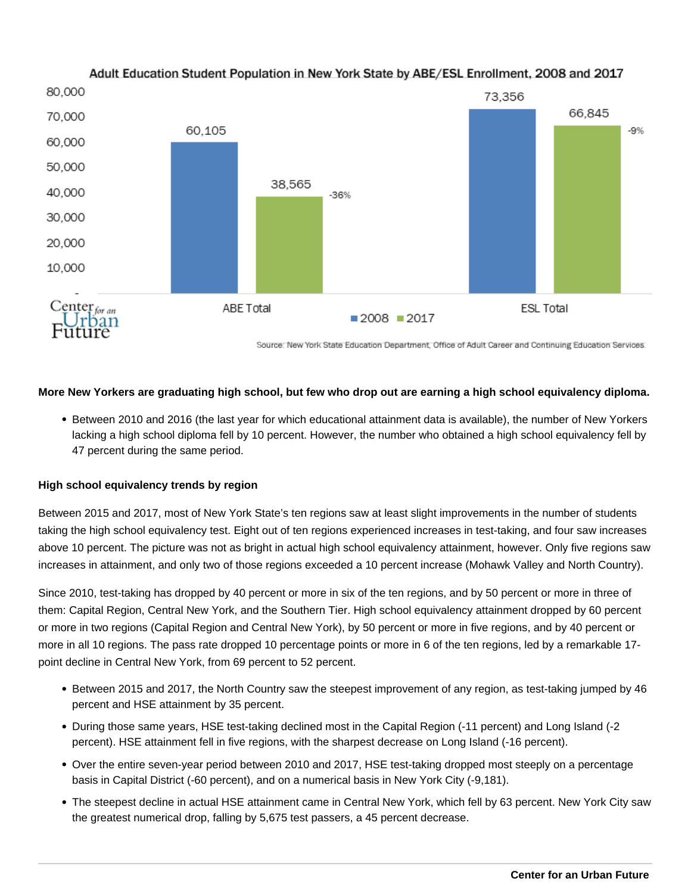**Adult Education Student Population in New York State by ABE/ESL Enrollment, 2008 and 2017**

| | 2008 | 2017 | Change |
|---|---|---|---|
| ABE Total | 60,105 | 38,565 | -36% |
| ESL Total | 73,356 | 66,845 | -9% |

Source: New York State Education Department, Office of Adult Career and Continuing Education Services.

**More New Yorkers are graduating high school, but few who drop out are earning a high school equivalency diploma.**

- Between 2010 and 2016 (the last year for which educational attainment data is available), the number of New Yorkers lacking a high school diploma fell by 10 percent. However, the number who obtained a high school equivalency fell by 47 percent during the same period.

**High school equivalency trends by region**

Between 2015 and 2017, most of New York State's ten regions saw at least slight improvements in the number of students taking the high school equivalency test. Eight out of ten regions experienced increases in test-taking, and four saw increases above 10 percent. The picture was not as bright in actual high school equivalency attainment, however. Only five regions saw increases in attainment, and only two of those regions exceeded a 10 percent increase (Mohawk Valley and North Country).

Since 2010, test-taking has dropped by 40 percent or more in six of the ten regions, and by 50 percent or more in three of them: Capital Region, Central New York, and the Southern Tier. High school equivalency attainment dropped by 60 percent or more in two regions (Capital Region and Central New York), by 50 percent or more in five regions, and by 40 percent or more in all 10 regions. The pass rate dropped 10 percentage points or more in 6 of the ten regions, led by a remarkable 17-point decline in Central New York, from 69 percent to 52 percent.

- Between 2015 and 2017, the North Country saw the steepest improvement of any region, as test-taking jumped by 46 percent and HSE attainment by 35 percent.
- During those same years, HSE test-taking declined most in the Capital Region (-11 percent) and Long Island (-2 percent). HSE attainment fell in five regions, with the sharpest decrease on Long Island (-16 percent).
- Over the entire seven-year period between 2010 and 2017, HSE test-taking dropped most steeply on a percentage basis in Capital District (-60 percent), and on a numerical basis in New York City (-9,181).
- The steepest decline in actual HSE attainment came in Central New York, which fell by 63 percent. New York City saw the greatest numerical drop, falling by 5,675 test passers, a 45 percent decrease.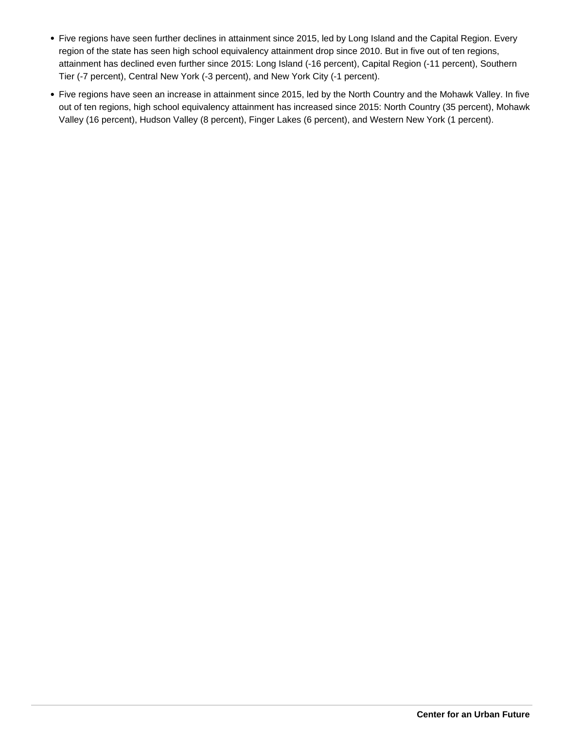- Five regions have seen further declines in attainment since 2015, led by Long Island and the Capital Region. Every region of the state has seen high school equivalency attainment drop since 2010. But in five out of ten regions, attainment has declined even further since 2015: Long Island (-16 percent), Capital Region (-11 percent), Southern Tier (-7 percent), Central New York (-3 percent), and New York City (-1 percent).
- Five regions have seen an increase in attainment since 2015, led by the North Country and the Mohawk Valley. In five out of ten regions, high school equivalency attainment has increased since 2015: North Country (35 percent), Mohawk Valley (16 percent), Hudson Valley (8 percent), Finger Lakes (6 percent), and Western New York (1 percent).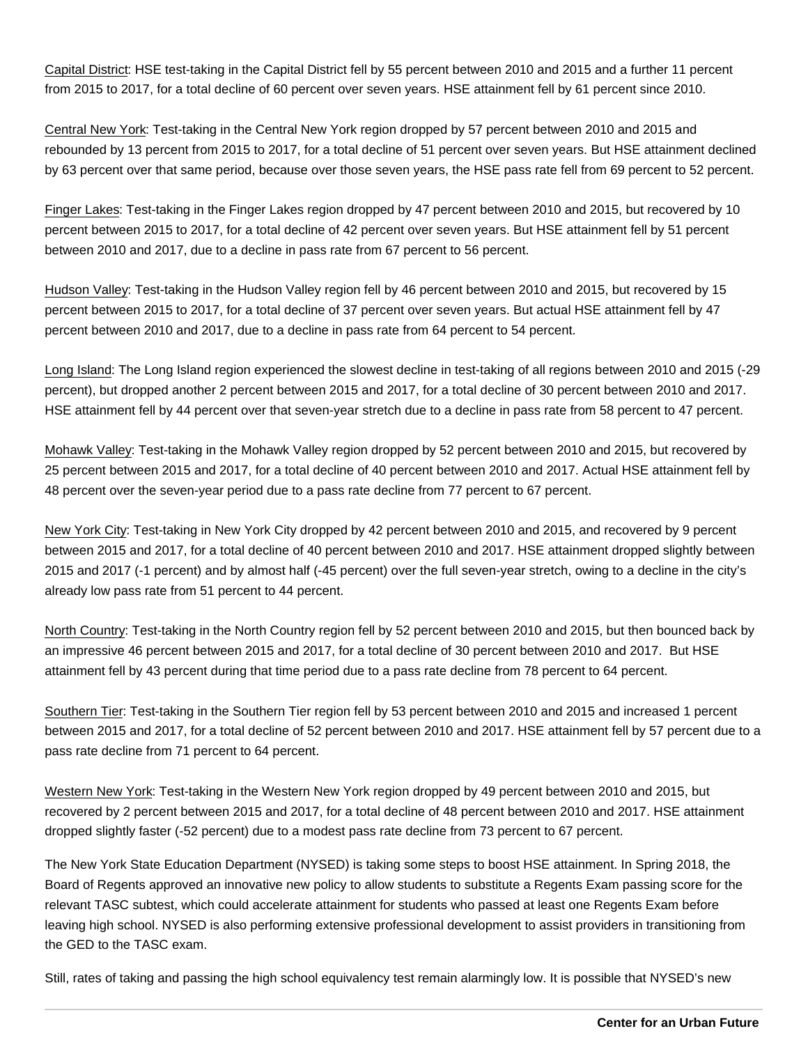Capital District: HSE test-taking in the Capital District fell by 55 percent between 2010 and 2015 and a further 11 percent from 2015 to 2017, for a total decline of 60 percent over seven years. HSE attainment fell by 61 percent since 2010.

Central New York: Test-taking in the Central New York region dropped by 57 percent between 2010 and 2015 and rebounded by 13 percent from 2015 to 2017, for a total decline of 51 percent over seven years. But HSE attainment declined by 63 percent over that same period, because over those seven years, the HSE pass rate fell from 69 percent to 52 percent.

Finger Lakes: Test-taking in the Finger Lakes region dropped by 47 percent between 2010 and 2015, but recovered by 10 percent between 2015 to 2017, for a total decline of 42 percent over seven years. But HSE attainment fell by 51 percent between 2010 and 2017, due to a decline in pass rate from 67 percent to 56 percent.

Hudson Valley: Test-taking in the Hudson Valley region fell by 46 percent between 2010 and 2015, but recovered by 15 percent between 2015 to 2017, for a total decline of 37 percent over seven years. But actual HSE attainment fell by 47 percent between 2010 and 2017, due to a decline in pass rate from 64 percent to 54 percent.

Long Island: The Long Island region experienced the slowest decline in test-taking of all regions between 2010 and 2015 (-29 percent), but dropped another 2 percent between 2015 and 2017, for a total decline of 30 percent between 2010 and 2017. HSE attainment fell by 44 percent over that seven-year stretch due to a decline in pass rate from 58 percent to 47 percent.

Mohawk Valley: Test-taking in the Mohawk Valley region dropped by 52 percent between 2010 and 2015, but recovered by 25 percent between 2015 and 2017, for a total decline of 40 percent between 2010 and 2017. Actual HSE attainment fell by 48 percent over the seven-year period due to a pass rate decline from 77 percent to 67 percent.

New York City: Test-taking in New York City dropped by 42 percent between 2010 and 2015, and recovered by 9 percent between 2015 and 2017, for a total decline of 40 percent between 2010 and 2017. HSE attainment dropped slightly between 2015 and 2017 (-1 percent) and by almost half (-45 percent) over the full seven-year stretch, owing to a decline in the city's already low pass rate from 51 percent to 44 percent.

North Country: Test-taking in the North Country region fell by 52 percent between 2010 and 2015, but then bounced back by an impressive 46 percent between 2015 and 2017, for a total decline of 30 percent between 2010 and 2017. But HSE attainment fell by 43 percent during that time period due to a pass rate decline from 78 percent to 64 percent.

Southern Tier: Test-taking in the Southern Tier region fell by 53 percent between 2010 and 2015 and increased 1 percent between 2015 and 2017, for a total decline of 52 percent between 2010 and 2017. HSE attainment fell by 57 percent due to a pass rate decline from 71 percent to 64 percent.

Western New York: Test-taking in the Western New York region dropped by 49 percent between 2010 and 2015, but recovered by 2 percent between 2015 and 2017, for a total decline of 48 percent between 2010 and 2017. HSE attainment dropped slightly faster (-52 percent) due to a modest pass rate decline from 73 percent to 67 percent.

The New York State Education Department (NYSED) is taking some steps to boost HSE attainment. In Spring 2018, the Board of Regents approved an innovative new policy to allow students to substitute a Regents Exam passing score for the relevant TASC subtest, which could accelerate attainment for students who passed at least one Regents Exam before leaving high school. NYSED is also performing extensive professional development to assist providers in transitioning from the GED to the TASC exam.

Still, rates of taking and passing the high school equivalency test remain alarmingly low. It is possible that NYSED's new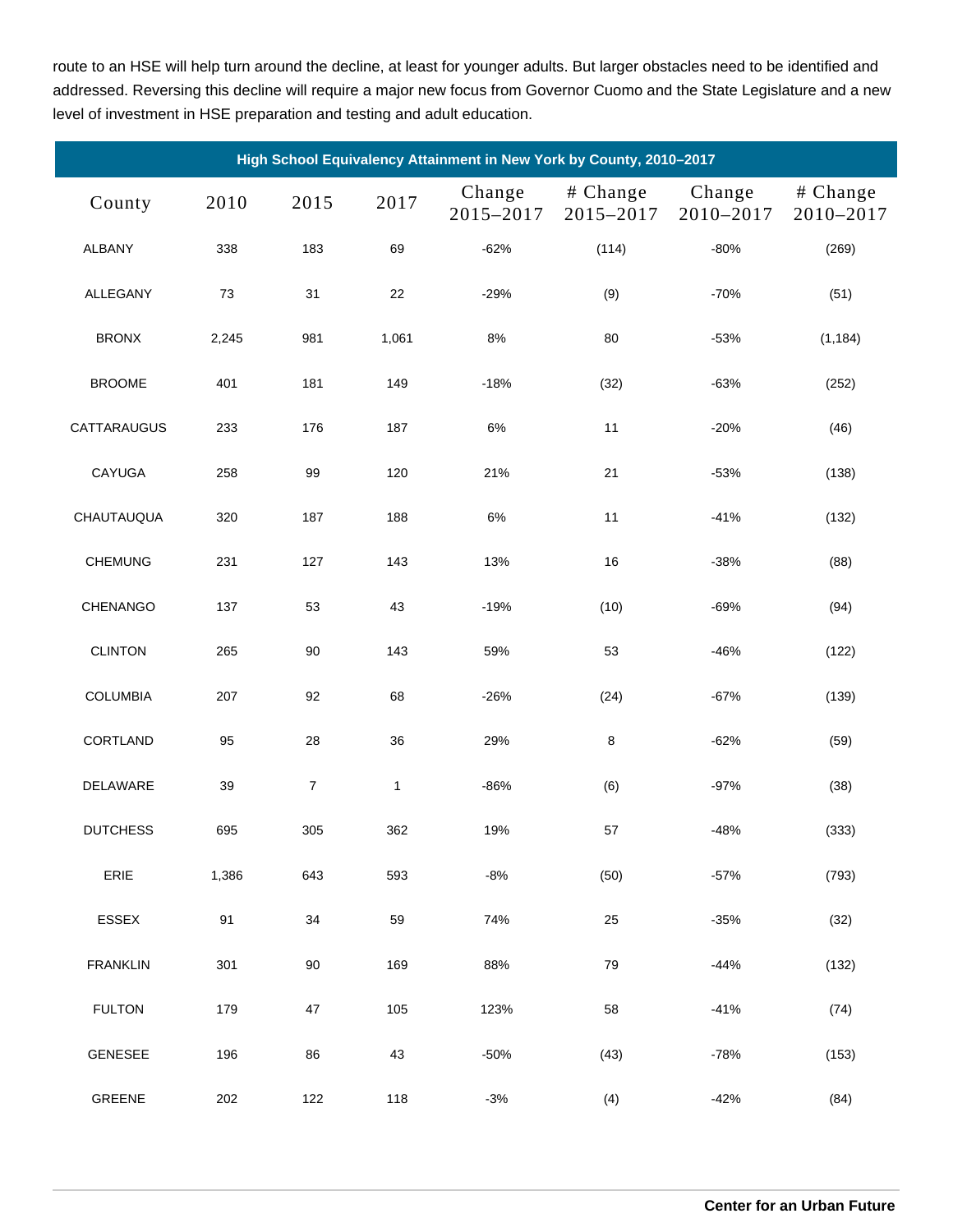route to an HSE will help turn around the decline, at least for younger adults. But larger obstacles need to be identified and addressed. Reversing this decline will require a major new focus from Governor Cuomo and the State Legislature and a new level of investment in HSE preparation and testing and adult education.

**High School Equivalency Attainment in New York by County, 2010–2017**

| County | 2010 | 2015 | 2017 | Change 2015–2017 | # Change 2015–2017 | Change 2010–2017 | # Change 2010–2017 |
|---|---|---|---|---|---|---|---|
| ALBANY | 338 | 183 | 69 | -62% | (114) | -80% | (269) |
| ALLEGANY | 73 | 31 | 22 | -29% | (9) | -70% | (51) |
| BRONX | 2,245 | 981 | 1,061 | 8% | 80 | -53% | (1,184) |
| BROOME | 401 | 181 | 149 | -18% | (32) | -63% | (252) |
| CATTARAUGUS | 233 | 176 | 187 | 6% | 11 | -20% | (46) |
| CAYUGA | 258 | 99 | 120 | 21% | 21 | -53% | (138) |
| CHAUTAUQUA | 320 | 187 | 188 | 6% | 11 | -41% | (132) |
| CHEMUNG | 231 | 127 | 143 | 13% | 16 | -38% | (88) |
| CHENANGO | 137 | 53 | 43 | -19% | (10) | -69% | (94) |
| CLINTON | 265 | 90 | 143 | 59% | 53 | -46% | (122) |
| COLUMBIA | 207 | 92 | 68 | -26% | (24) | -67% | (139) |
| CORTLAND | 95 | 28 | 36 | 29% | 8 | -62% | (59) |
| DELAWARE | 39 | 7 | 1 | -86% | (6) | -97% | (38) |
| DUTCHESS | 695 | 305 | 362 | 19% | 57 | -48% | (333) |
| ERIE | 1,386 | 643 | 593 | -8% | (50) | -57% | (793) |
| ESSEX | 91 | 34 | 59 | 74% | 25 | -35% | (32) |
| FRANKLIN | 301 | 90 | 169 | 88% | 79 | -44% | (132) |
| FULTON | 179 | 47 | 105 | 123% | 58 | -41% | (74) |
| GENESEE | 196 | 86 | 43 | -50% | (43) | -78% | (153) |
| GREENE | 202 | 122 | 118 | -3% | (4) | -42% | (84) |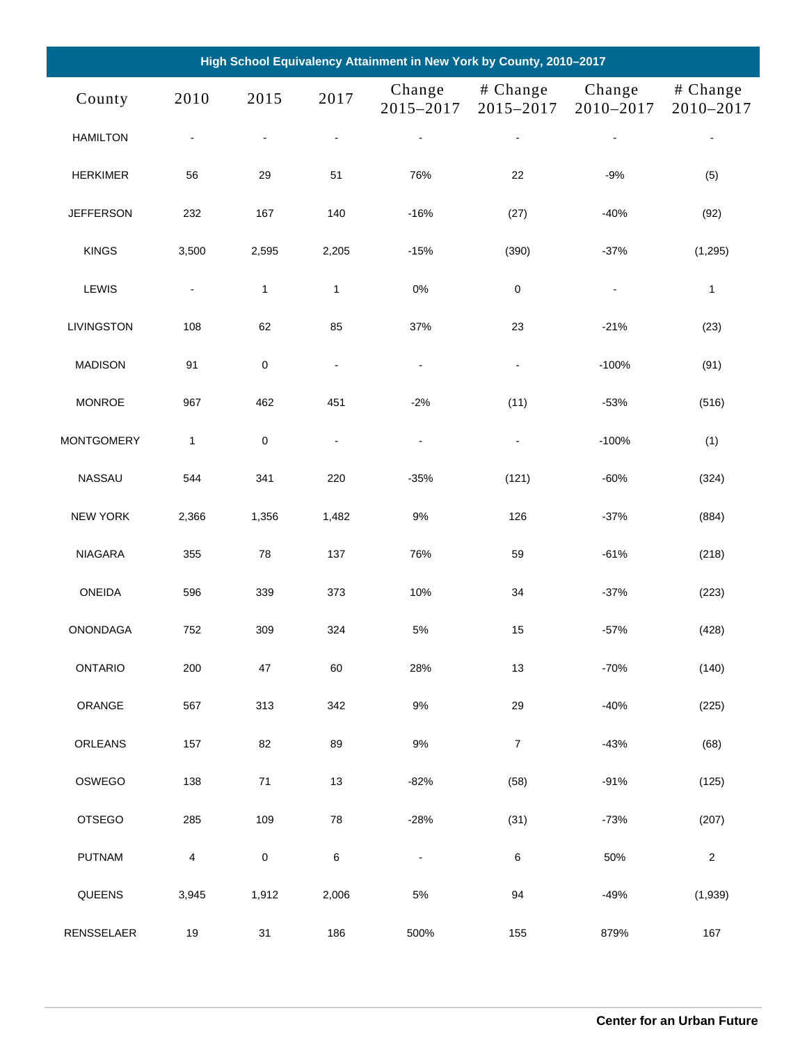| High School Equivalency Attainment in New York by County, 2010–2017 | | | | | | | |
|---|---|---|---|---|---|---|---|
| County | 2010 | 2015 | 2017 | Change 2015–2017 | # Change 2015–2017 | Change 2010–2017 | # Change 2010–2017 |
| HAMILTON | - | - | - | - | - | - | - |
| HERKIMER | 56 | 29 | 51 | 76% | 22 | -9% | (5) |
| JEFFERSON | 232 | 167 | 140 | -16% | (27) | -40% | (92) |
| KINGS | 3,500 | 2,595 | 2,205 | -15% | (390) | -37% | (1,295) |
| LEWIS | - | 1 | 1 | 0% | 0 | - | 1 |
| LIVINGSTON | 108 | 62 | 85 | 37% | 23 | -21% | (23) |
| MADISON | 91 | 0 | - | - | - | -100% | (91) |
| MONROE | 967 | 462 | 451 | -2% | (11) | -53% | (516) |
| MONTGOMERY | 1 | 0 | - | - | - | -100% | (1) |
| NASSAU | 544 | 341 | 220 | -35% | (121) | -60% | (324) |
| NEW YORK | 2,366 | 1,356 | 1,482 | 9% | 126 | -37% | (884) |
| NIAGARA | 355 | 78 | 137 | 76% | 59 | -61% | (218) |
| ONEIDA | 596 | 339 | 373 | 10% | 34 | -37% | (223) |
| ONONDAGA | 752 | 309 | 324 | 5% | 15 | -57% | (428) |
| ONTARIO | 200 | 47 | 60 | 28% | 13 | -70% | (140) |
| ORANGE | 567 | 313 | 342 | 9% | 29 | -40% | (225) |
| ORLEANS | 157 | 82 | 89 | 9% | 7 | -43% | (68) |
| OSWEGO | 138 | 71 | 13 | -82% | (58) | -91% | (125) |
| OTSEGO | 285 | 109 | 78 | -28% | (31) | -73% | (207) |
| PUTNAM | 4 | 0 | 6 | - | 6 | 50% | 2 |
| QUEENS | 3,945 | 1,912 | 2,006 | 5% | 94 | -49% | (1,939) |
| RENSSELAER | 19 | 31 | 186 | 500% | 155 | 879% | 167 |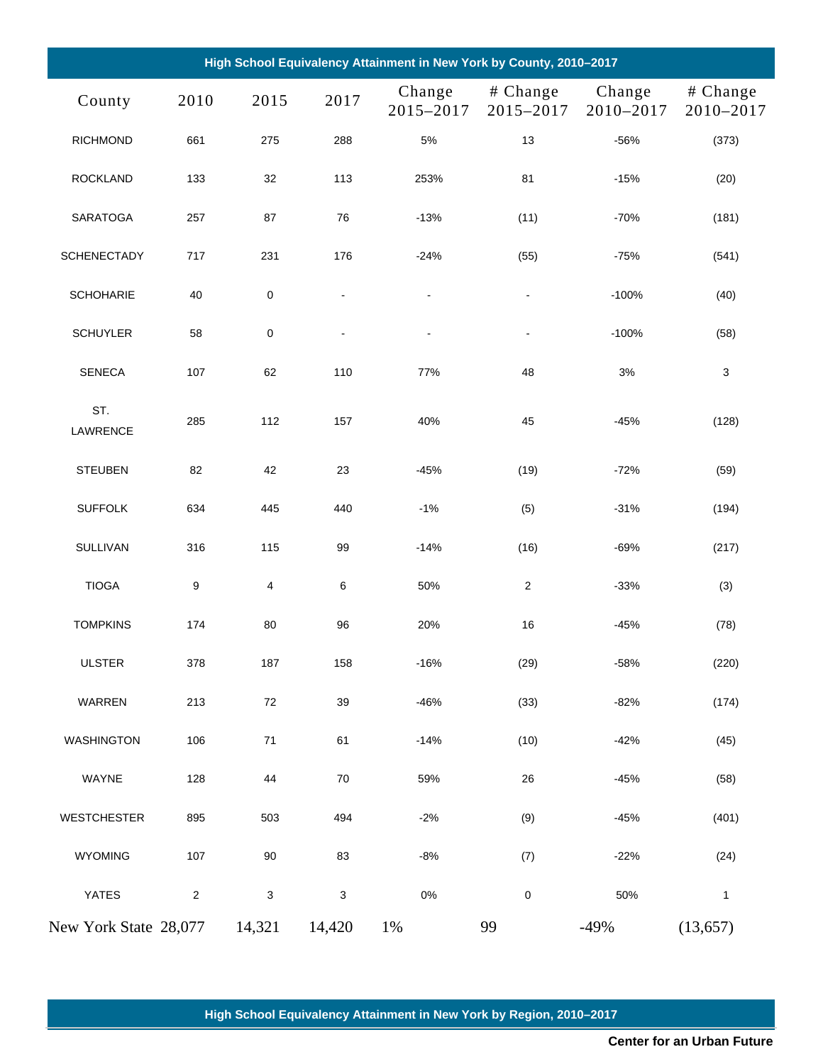**High School Equivalency Attainment in New York by County, 2010–2017**

| County | 2010 | 2015 | 2017 | Change 2015–2017 | # Change 2015–2017 | Change 2010–2017 | # Change 2010–2017 |
|---|---|---|---|---|---|---|---|
| RICHMOND | 661 | 275 | 288 | 5% | 13 | -56% | (373) |
| ROCKLAND | 133 | 32 | 113 | 253% | 81 | -15% | (20) |
| SARATOGA | 257 | 87 | 76 | -13% | (11) | -70% | (181) |
| SCHENECTADY | 717 | 231 | 176 | -24% | (55) | -75% | (541) |
| SCHOHARIE | 40 | 0 | - | - | - | -100% | (40) |
| SCHUYLER | 58 | 0 | - | - | - | -100% | (58) |
| SENECA | 107 | 62 | 110 | 77% | 48 | 3% | 3 |
| ST. LAWRENCE | 285 | 112 | 157 | 40% | 45 | -45% | (128) |
| STEUBEN | 82 | 42 | 23 | -45% | (19) | -72% | (59) |
| SUFFOLK | 634 | 445 | 440 | -1% | (5) | -31% | (194) |
| SULLIVAN | 316 | 115 | 99 | -14% | (16) | -69% | (217) |
| TIOGA | 9 | 4 | 6 | 50% | 2 | -33% | (3) |
| TOMPKINS | 174 | 80 | 96 | 20% | 16 | -45% | (78) |
| ULSTER | 378 | 187 | 158 | -16% | (29) | -58% | (220) |
| WARREN | 213 | 72 | 39 | -46% | (33) | -82% | (174) |
| WASHINGTON | 106 | 71 | 61 | -14% | (10) | -42% | (45) |
| WAYNE | 128 | 44 | 70 | 59% | 26 | -45% | (58) |
| WESTCHESTER | 895 | 503 | 494 | -2% | (9) | -45% | (401) |
| WYOMING | 107 | 90 | 83 | -8% | (7) | -22% | (24) |
| YATES | 2 | 3 | 3 | 0% | 0 | 50% | 1 |
| New York State | 28,077 | 14,321 | 14,420 | 1% | 99 | -49% | (13,657) |

**High School Equivalency Attainment in New York by Region, 2010–2017**

**Center for an Urban Future**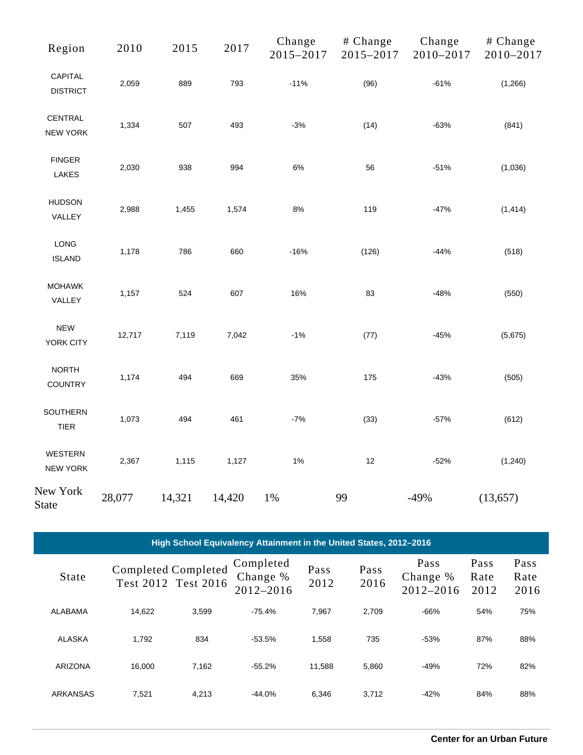| Region | 2010 | 2015 | 2017 | Change 2015–2017 | # Change 2015–2017 | Change 2010–2017 | # Change 2010–2017 |
|---|---|---|---|---|---|---|---|
| CAPITAL DISTRICT | 2,059 | 889 | 793 | -11% | (96) | -61% | (1,266) |
| CENTRAL NEW YORK | 1,334 | 507 | 493 | -3% | (14) | -63% | (841) |
| FINGER LAKES | 2,030 | 938 | 994 | 6% | 56 | -51% | (1,036) |
| HUDSON VALLEY | 2,988 | 1,455 | 1,574 | 8% | 119 | -47% | (1,414) |
| LONG ISLAND | 1,178 | 786 | 660 | -16% | (126) | -44% | (518) |
| MOHAWK VALLEY | 1,157 | 524 | 607 | 16% | 83 | -48% | (550) |
| NEW YORK CITY | 12,717 | 7,119 | 7,042 | -1% | (77) | -45% | (5,675) |
| NORTH COUNTRY | 1,174 | 494 | 669 | 35% | 175 | -43% | (505) |
| SOUTHERN TIER | 1,073 | 494 | 461 | -7% | (33) | -57% | (612) |
| WESTERN NEW YORK | 2,367 | 1,115 | 1,127 | 1% | 12 | -52% | (1,240) |
| New York State | 28,077 | 14,321 | 14,420 | 1% | 99 | -49% | (13,657) |

**High School Equivalency Attainment in the United States, 2012–2016**

| State | Completed Test 2012 | Completed Test 2016 | Completed Change % 2012–2016 | Pass 2012 | Pass 2016 | Pass Change % 2012–2016 | Pass Rate 2012 | Pass Rate 2016 |
|---|---|---|---|---|---|---|---|---|
| ALABAMA | 14,622 | 3,599 | -75.4% | 7,967 | 2,709 | -66% | 54% | 75% |
| ALASKA | 1,792 | 834 | -53.5% | 1,558 | 735 | -53% | 87% | 88% |
| ARIZONA | 16,000 | 7,162 | -55.2% | 11,588 | 5,860 | -49% | 72% | 82% |
| ARKANSAS | 7,521 | 4,213 | -44.0% | 6,346 | 3,712 | -42% | 84% | 88% |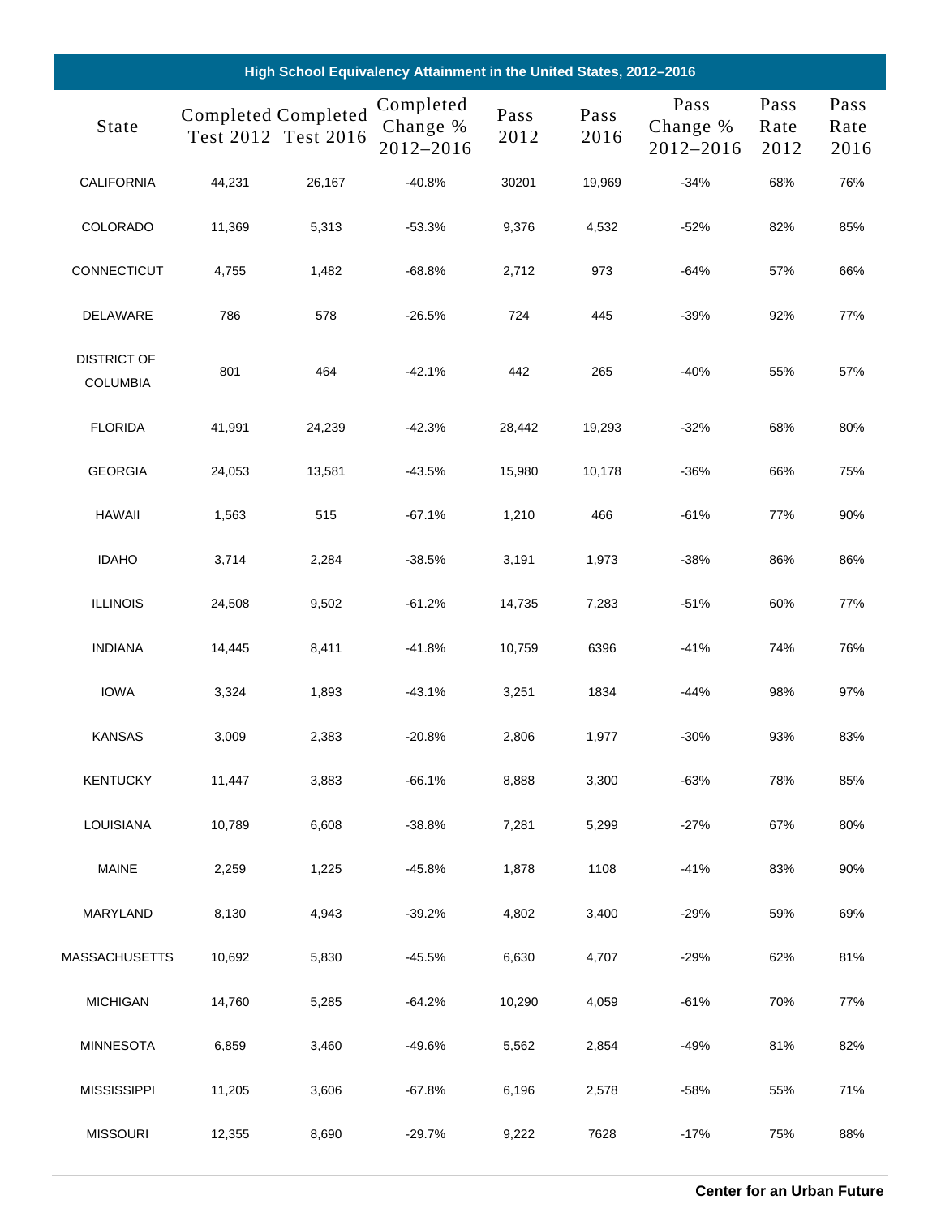| High School Equivalency Attainment in the United States, 2012–2016 | | | | | | | | |
|---|---|---|---|---|---|---|---|---|
| State | Completed Test 2012 | Completed Test 2016 | Completed Change % 2012–2016 | Pass 2012 | Pass 2016 | Pass Change % 2012–2016 | Pass Rate 2012 | Pass Rate 2016 |
| CALIFORNIA | 44,231 | 26,167 | -40.8% | 30201 | 19,969 | -34% | 68% | 76% |
| COLORADO | 11,369 | 5,313 | -53.3% | 9,376 | 4,532 | -52% | 82% | 85% |
| CONNECTICUT | 4,755 | 1,482 | -68.8% | 2,712 | 973 | -64% | 57% | 66% |
| DELAWARE | 786 | 578 | -26.5% | 724 | 445 | -39% | 92% | 77% |
| DISTRICT OF COLUMBIA | 801 | 464 | -42.1% | 442 | 265 | -40% | 55% | 57% |
| FLORIDA | 41,991 | 24,239 | -42.3% | 28,442 | 19,293 | -32% | 68% | 80% |
| GEORGIA | 24,053 | 13,581 | -43.5% | 15,980 | 10,178 | -36% | 66% | 75% |
| HAWAII | 1,563 | 515 | -67.1% | 1,210 | 466 | -61% | 77% | 90% |
| IDAHO | 3,714 | 2,284 | -38.5% | 3,191 | 1,973 | -38% | 86% | 86% |
| ILLINOIS | 24,508 | 9,502 | -61.2% | 14,735 | 7,283 | -51% | 60% | 77% |
| INDIANA | 14,445 | 8,411 | -41.8% | 10,759 | 6396 | -41% | 74% | 76% |
| IOWA | 3,324 | 1,893 | -43.1% | 3,251 | 1834 | -44% | 98% | 97% |
| KANSAS | 3,009 | 2,383 | -20.8% | 2,806 | 1,977 | -30% | 93% | 83% |
| KENTUCKY | 11,447 | 3,883 | -66.1% | 8,888 | 3,300 | -63% | 78% | 85% |
| LOUISIANA | 10,789 | 6,608 | -38.8% | 7,281 | 5,299 | -27% | 67% | 80% |
| MAINE | 2,259 | 1,225 | -45.8% | 1,878 | 1108 | -41% | 83% | 90% |
| MARYLAND | 8,130 | 4,943 | -39.2% | 4,802 | 3,400 | -29% | 59% | 69% |
| MASSACHUSETTS | 10,692 | 5,830 | -45.5% | 6,630 | 4,707 | -29% | 62% | 81% |
| MICHIGAN | 14,760 | 5,285 | -64.2% | 10,290 | 4,059 | -61% | 70% | 77% |
| MINNESOTA | 6,859 | 3,460 | -49.6% | 5,562 | 2,854 | -49% | 81% | 82% |
| MISSISSIPPI | 11,205 | 3,606 | -67.8% | 6,196 | 2,578 | -58% | 55% | 71% |
| MISSOURI | 12,355 | 8,690 | -29.7% | 9,222 | 7628 | -17% | 75% | 88% |

**Center for an Urban Future**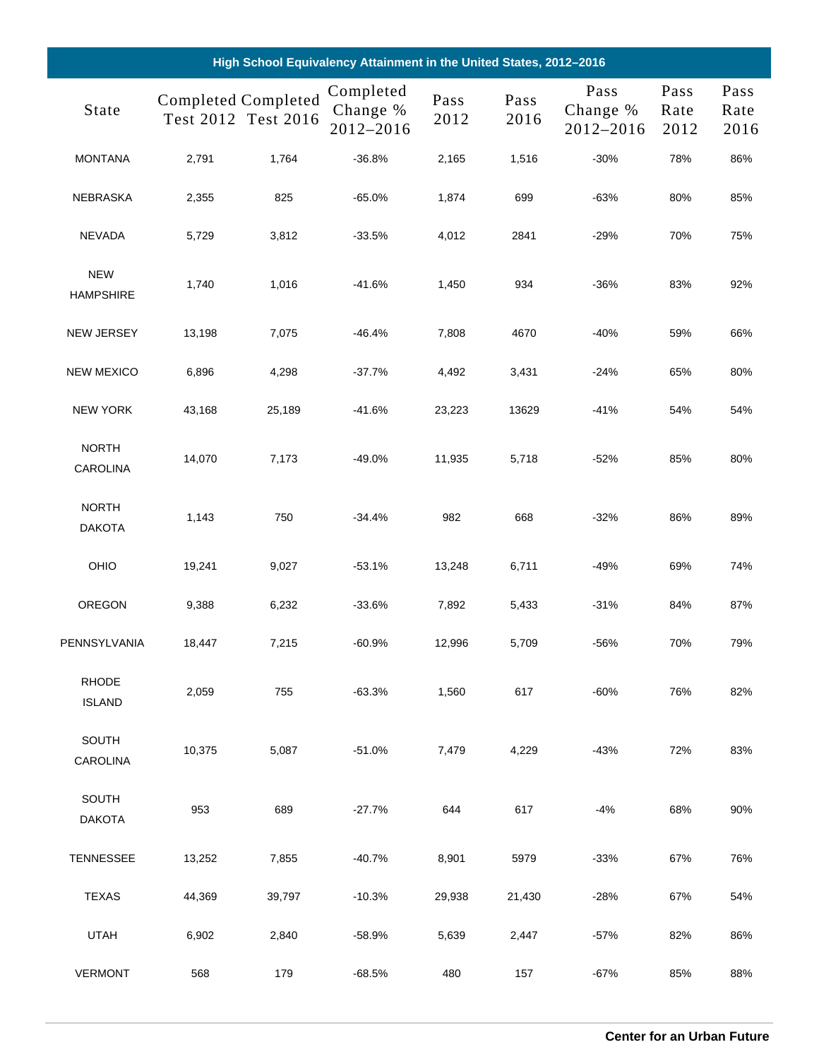| High School Equivalency Attainment in the United States, 2012–2016 | | | | | | | | |
|---|---|---|---|---|---|---|---|---|
| State | Completed Test 2012 | Completed Test 2016 | Completed Change % 2012–2016 | Pass 2012 | Pass 2016 | Pass Change % 2012–2016 | Pass Rate 2012 | Pass Rate 2016 |
| MONTANA | 2,791 | 1,764 | -36.8% | 2,165 | 1,516 | -30% | 78% | 86% |
| NEBRASKA | 2,355 | 825 | -65.0% | 1,874 | 699 | -63% | 80% | 85% |
| NEVADA | 5,729 | 3,812 | -33.5% | 4,012 | 2841 | -29% | 70% | 75% |
| NEW HAMPSHIRE | 1,740 | 1,016 | -41.6% | 1,450 | 934 | -36% | 83% | 92% |
| NEW JERSEY | 13,198 | 7,075 | -46.4% | 7,808 | 4670 | -40% | 59% | 66% |
| NEW MEXICO | 6,896 | 4,298 | -37.7% | 4,492 | 3,431 | -24% | 65% | 80% |
| NEW YORK | 43,168 | 25,189 | -41.6% | 23,223 | 13629 | -41% | 54% | 54% |
| NORTH CAROLINA | 14,070 | 7,173 | -49.0% | 11,935 | 5,718 | -52% | 85% | 80% |
| NORTH DAKOTA | 1,143 | 750 | -34.4% | 982 | 668 | -32% | 86% | 89% |
| OHIO | 19,241 | 9,027 | -53.1% | 13,248 | 6,711 | -49% | 69% | 74% |
| OREGON | 9,388 | 6,232 | -33.6% | 7,892 | 5,433 | -31% | 84% | 87% |
| PENNSYLVANIA | 18,447 | 7,215 | -60.9% | 12,996 | 5,709 | -56% | 70% | 79% |
| RHODE ISLAND | 2,059 | 755 | -63.3% | 1,560 | 617 | -60% | 76% | 82% |
| SOUTH CAROLINA | 10,375 | 5,087 | -51.0% | 7,479 | 4,229 | -43% | 72% | 83% |
| SOUTH DAKOTA | 953 | 689 | -27.7% | 644 | 617 | -4% | 68% | 90% |
| TENNESSEE | 13,252 | 7,855 | -40.7% | 8,901 | 5979 | -33% | 67% | 76% |
| TEXAS | 44,369 | 39,797 | -10.3% | 29,938 | 21,430 | -28% | 67% | 54% |
| UTAH | 6,902 | 2,840 | -58.9% | 5,639 | 2,447 | -57% | 82% | 86% |
| VERMONT | 568 | 179 | -68.5% | 480 | 157 | -67% | 85% | 88% |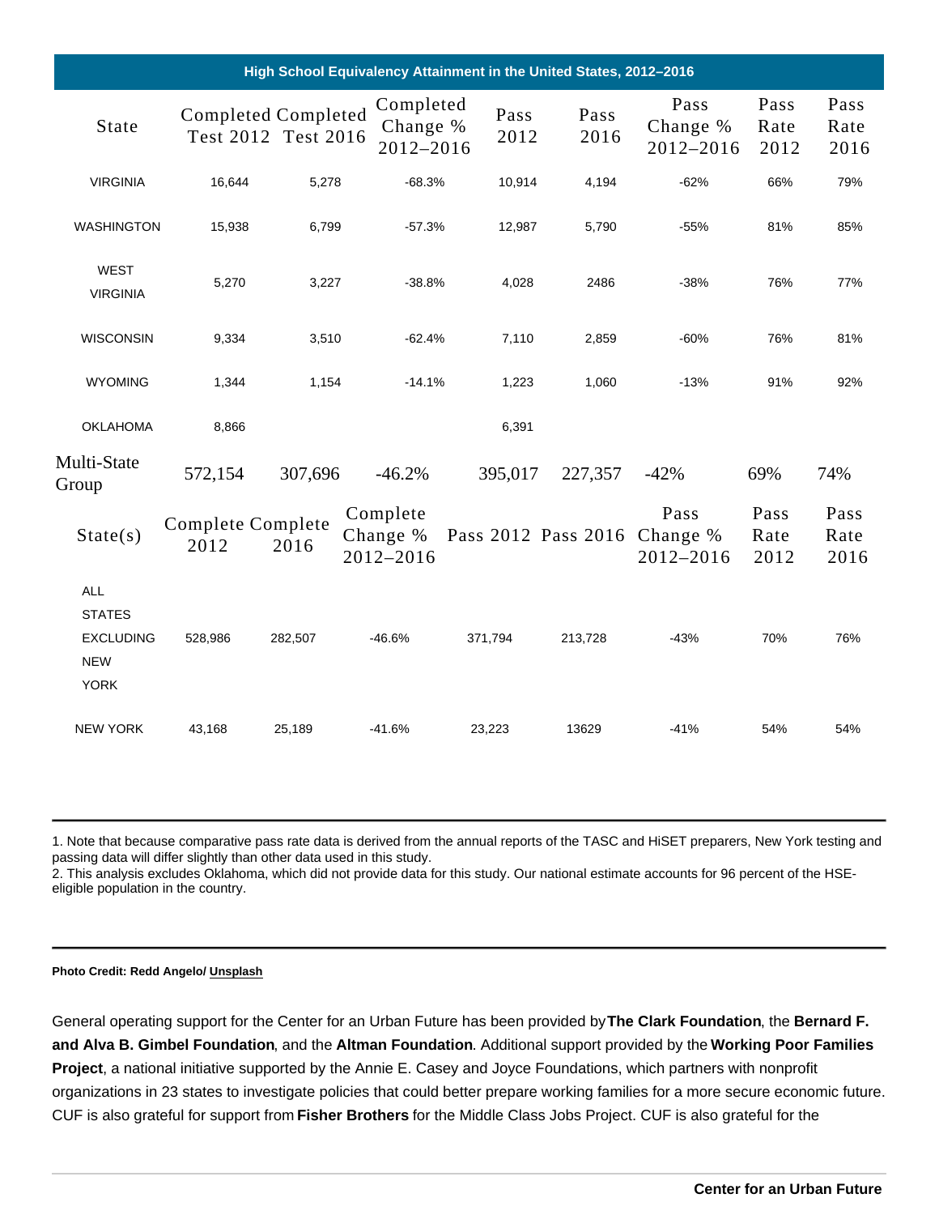| High School Equivalency Attainment in the United States, 2012–2016 | | | | | | | | |
|---|---|---|---|---|---|---|---|---|
| State | Completed Test 2012 | Completed Test 2016 | Completed Change % 2012–2016 | Pass 2012 | Pass 2016 | Pass Change % 2012–2016 | Pass Rate 2012 | Pass Rate 2016 |
| VIRGINIA | 16,644 | 5,278 | -68.3% | 10,914 | 4,194 | -62% | 66% | 79% |
| WASHINGTON | 15,938 | 6,799 | -57.3% | 12,987 | 5,790 | -55% | 81% | 85% |
| WEST VIRGINIA | 5,270 | 3,227 | -38.8% | 4,028 | 2486 | -38% | 76% | 77% |
| WISCONSIN | 9,334 | 3,510 | -62.4% | 7,110 | 2,859 | -60% | 76% | 81% |
| WYOMING | 1,344 | 1,154 | -14.1% | 1,223 | 1,060 | -13% | 91% | 92% |
| OKLAHOMA | 8,866 | | | 6,391 | | | | |
| Multi-State Group | 572,154 | 307,696 | -46.2% | 395,017 | 227,357 | -42% | 69% | 74% |
| State(s) | Complete 2012 | Complete 2016 | Complete Change % 2012–2016 | Pass 2012 | Pass 2016 | Pass Change % 2012–2016 | Pass Rate 2012 | Pass Rate 2016 |
| ALL STATES EXCLUDING NEW YORK | 528,986 | 282,507 | -46.6% | 371,794 | 213,728 | -43% | 70% | 76% |
| NEW YORK | 43,168 | 25,189 | -41.6% | 23,223 | 13629 | -41% | 54% | 54% |

1. Note that because comparative pass rate data is derived from the annual reports of the TASC and HiSET preparers, New York testing and passing data will differ slightly than other data used in this study.
2. This analysis excludes Oklahoma, which did not provide data for this study. Our national estimate accounts for 96 percent of the HSE-eligible population in the country.

**Photo Credit: Redd Angelo/ Unsplash**

General operating support for the Center for an Urban Future has been provided by **The Clark Foundation**, the **Bernard F. and Alva B. Gimbel Foundation**, and the **Altman Foundation**. Additional support provided by the **Working Poor Families Project**, a national initiative supported by the Annie E. Casey and Joyce Foundations, which partners with nonprofit organizations in 23 states to investigate policies that could better prepare working families for a more secure economic future. CUF is also grateful for support from **Fisher Brothers** for the Middle Class Jobs Project. CUF is also grateful for the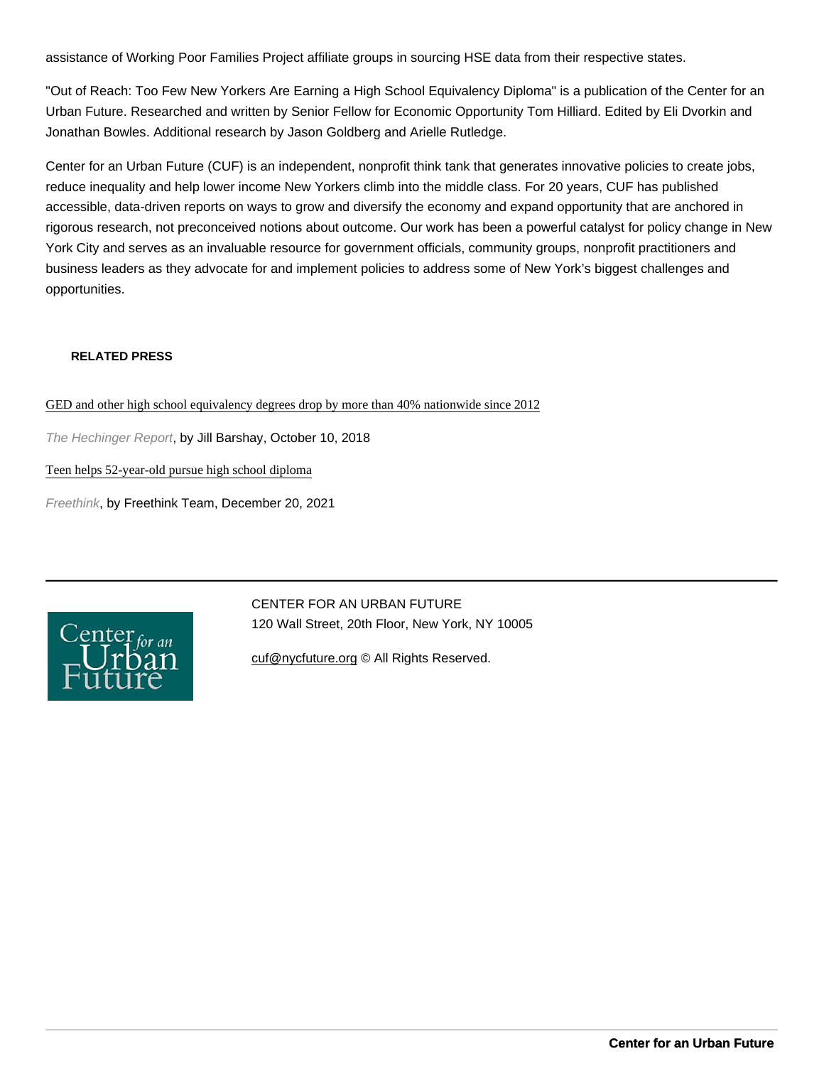assistance of Working Poor Families Project affiliate groups in sourcing HSE data from their respective states.

"Out of Reach: Too Few New Yorkers Are Earning a High School Equivalency Diploma" is a publication of the Center for an Urban Future. Researched and written by Senior Fellow for Economic Opportunity Tom Hilliard. Edited by Eli Dvorkin and Jonathan Bowles. Additional research by Jason Goldberg and Arielle Rutledge.

Center for an Urban Future (CUF) is an independent, nonprofit think tank that generates innovative policies to create jobs, reduce inequality and help lower income New Yorkers climb into the middle class. For 20 years, CUF has published accessible, data-driven reports on ways to grow and diversify the economy and expand opportunity that are anchored in rigorous research, not preconceived notions about outcome. Our work has been a powerful catalyst for policy change in New York City and serves as an invaluable resource for government officials, community groups, nonprofit practitioners and business leaders as they advocate for and implement policies to address some of New York's biggest challenges and opportunities.

**RELATED PRESS**

GED and other high school equivalency degrees drop by more than 40% nationwide since 2012

*The Hechinger Report*, by Jill Barshay, October 10, 2018

Teen helps 52-year-old pursue high school diploma

*Freethink*, by Freethink Team, December 20, 2021

---

CENTER FOR AN URBAN FUTURE
120 Wall Street, 20th Floor, New York, NY 10005

cuf@nycfuture.org © All Rights Reserved.